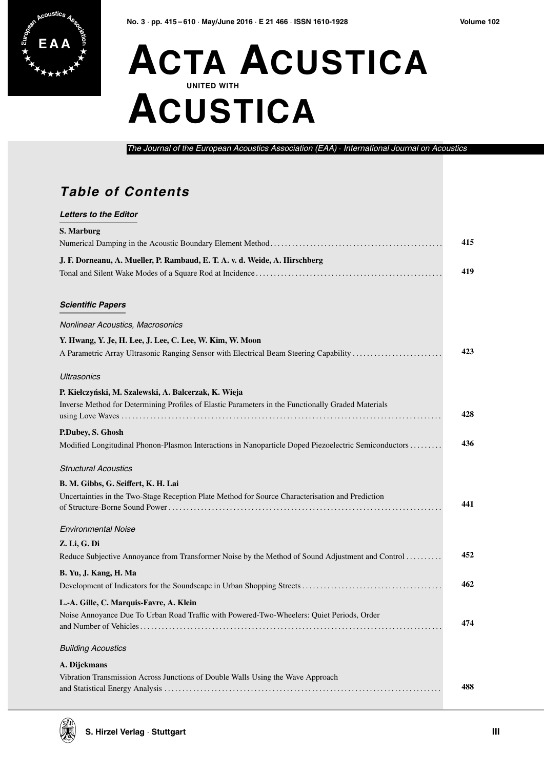# ACTA ACUSTICA UNITED WITH ACUSTICA

*The Journal of the European Acoustics Association (EAA) · International Journal on Acoustics*

## Table of Contents

### Letters to the Editor

**S. Marburg**
Numerical Damping in the Acoustic Boundary Element Method ........ 415

**J. F. Dorneanu, A. Mueller, P. Rambaud, E. T. A. v. d. Weide, A. Hirschberg**
Tonal and Silent Wake Modes of a Square Rod at Incidence ........ 419

### Scientific Papers

*Nonlinear Acoustics, Macrosonics*

**Y. Hwang, Y. Je, H. Lee, J. Lee, C. Lee, W. Kim, W. Moon**
A Parametric Array Ultrasonic Ranging Sensor with Electrical Beam Steering Capability ........ 423

*Ultrasonics*

**P. Kiełczyński, M. Szalewski, A. Balcerzak, K. Wieja**
Inverse Method for Determining Profiles of Elastic Parameters in the Functionally Graded Materials using Love Waves ........ 428

**P.Dubey, S. Ghosh**
Modified Longitudinal Phonon-Plasmon Interactions in Nanoparticle Doped Piezoelectric Semiconductors ........ 436

*Structural Acoustics*

**B. M. Gibbs, G. Seiffert, K. H. Lai**
Uncertainties in the Two-Stage Reception Plate Method for Source Characterisation and Prediction of Structure-Borne Sound Power ........ 441

*Environmental Noise*

**Z. Li, G. Di**
Reduce Subjective Annoyance from Transformer Noise by the Method of Sound Adjustment and Control ........ 452

**B. Yu, J. Kang, H. Ma**
Development of Indicators for the Soundscape in Urban Shopping Streets ........ 462

**L.-A. Gille, C. Marquis-Favre, A. Klein**
Noise Annoyance Due To Urban Road Traffic with Powered-Two-Wheelers: Quiet Periods, Order and Number of Vehicles ........ 474

*Building Acoustics*

**A. Dijckmans**
Vibration Transmission Across Junctions of Double Walls Using the Wave Approach and Statistical Energy Analysis ........ 488

S. Hirzel Verlag · Stuttgart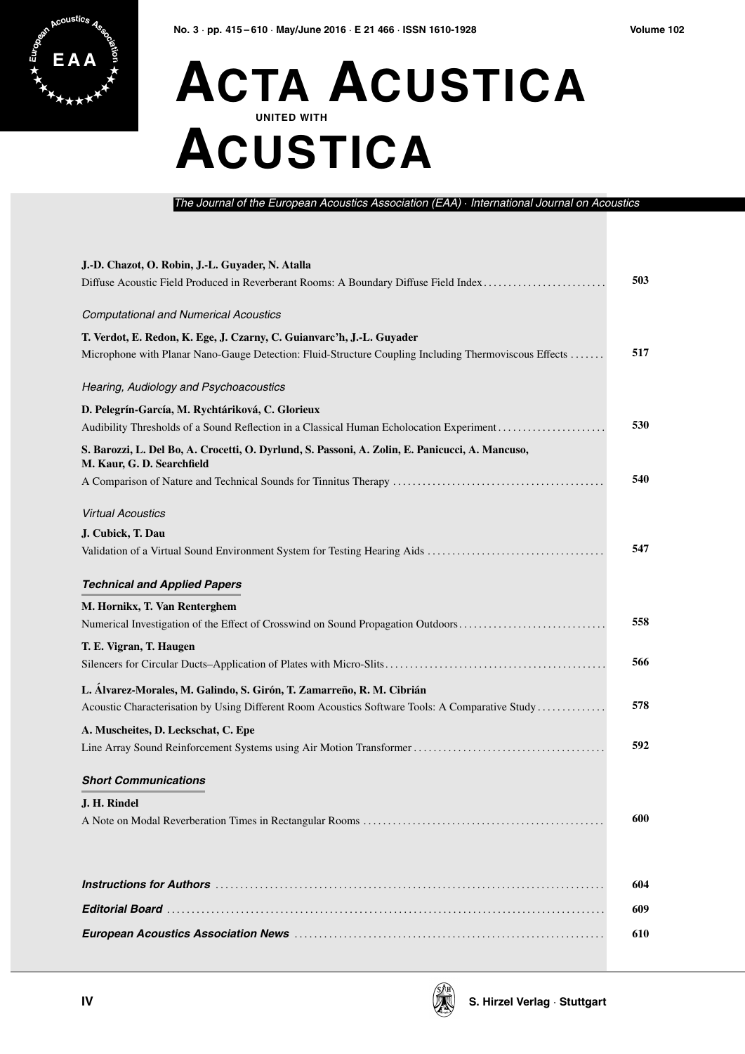# ACTA ACUSTICA UNITED WITH ACUSTICA

*The Journal of the European Acoustics Association (EAA) · International Journal on Acoustics*

**J.-D. Chazot, O. Robin, J.-L. Guyader, N. Atalla**
Diffuse Acoustic Field Produced in Reverberant Rooms: A Boundary Diffuse Field Index . . . . . . . . . . 503

*Computational and Numerical Acoustics*

**T. Verdot, E. Redon, K. Ege, J. Czarny, C. Guianvarc'h, J.-L. Guyader**
Microphone with Planar Nano-Gauge Detection: Fluid-Structure Coupling Including Thermoviscous Effects . . . . . . . 517

*Hearing, Audiology and Psychoacoustics*

**D. Pelegrín-García, M. Rychtáriková, C. Glorieux**
Audibility Thresholds of a Sound Reflection in a Classical Human Echolocation Experiment . . . . . . . . . . 530

**S. Barozzi, L. Del Bo, A. Crocetti, O. Dyrlund, S. Passoni, A. Zolin, E. Panicucci, A. Mancuso, M. Kaur, G. D. Searchfield**
A Comparison of Nature and Technical Sounds for Tinnitus Therapy . . . . . . . . . . 540

*Virtual Acoustics*

**J. Cubick, T. Dau**
Validation of a Virtual Sound Environment System for Testing Hearing Aids . . . . . . . . . . 547

***Technical and Applied Papers***

**M. Hornikx, T. Van Renterghem**
Numerical Investigation of the Effect of Crosswind on Sound Propagation Outdoors . . . . . . . . . . 558

**T. E. Vigran, T. Haugen**
Silencers for Circular Ducts–Application of Plates with Micro-Slits . . . . . . . . . . 566

**L. Álvarez-Morales, M. Galindo, S. Girón, T. Zamarreño, R. M. Cibrián**
Acoustic Characterisation by Using Different Room Acoustics Software Tools: A Comparative Study . . . . . . . . . . 578

**A. Muscheites, D. Leckschat, C. Epe**
Line Array Sound Reinforcement Systems using Air Motion Transformer . . . . . . . . . . 592

***Short Communications***

**J. H. Rindel**
A Note on Modal Reverberation Times in Rectangular Rooms . . . . . . . . . . 600

***Instructions for Authors*** . . . . . . . . . . 604

***Editorial Board*** . . . . . . . . . . 609

***European Acoustics Association News*** . . . . . . . . . . 610

S. Hirzel Verlag · Stuttgart